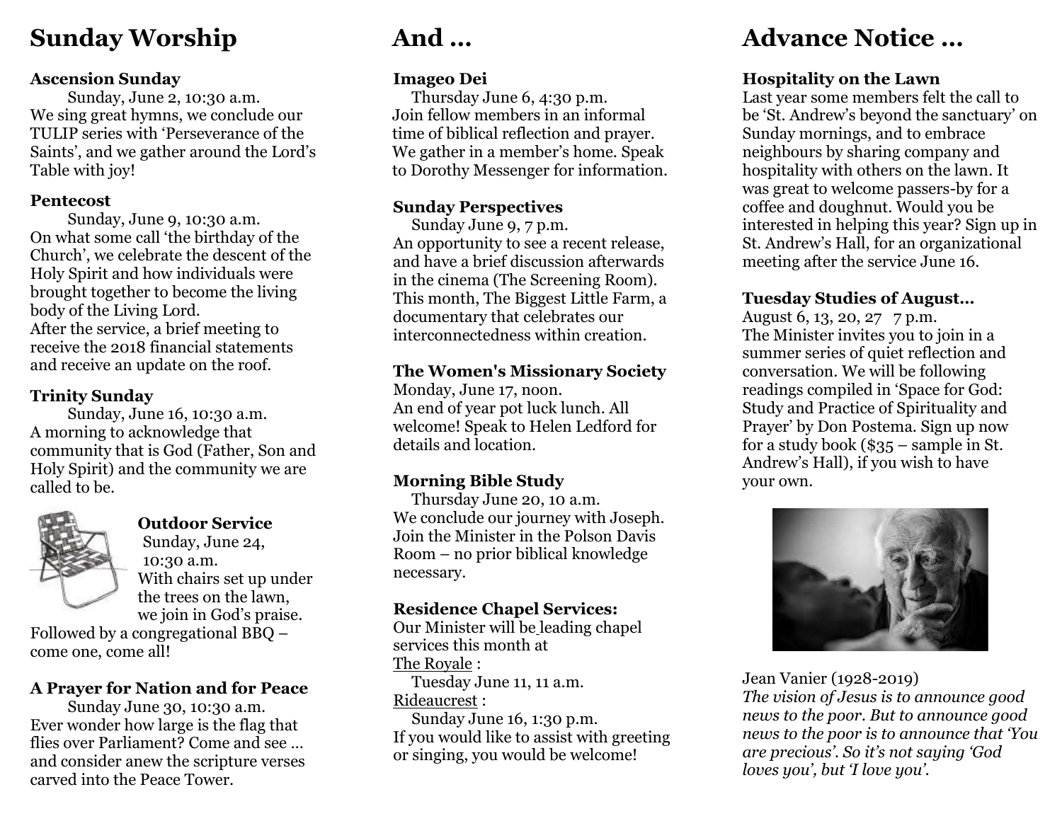# Sunday Worship

**Ascension Sunday**
Sunday, June 2, 10:30 a.m.
We sing great hymns, we conclude our TULIP series with 'Perseverance of the Saints', and we gather around the Lord's Table with joy!

**Pentecost**
Sunday, June 9, 10:30 a.m.
On what some call 'the birthday of the Church', we celebrate the descent of the Holy Spirit and how individuals were brought together to become the living body of the Living Lord.
After the service, a brief meeting to receive the 2018 financial statements and receive an update on the roof.

**Trinity Sunday**
Sunday, June 16, 10:30 a.m.
A morning to acknowledge that community that is God (Father, Son and Holy Spirit) and the community we are called to be.

**Outdoor Service**
Sunday, June 24,
10:30 a.m.
With chairs set up under the trees on the lawn, we join in God's praise.
Followed by a congregational BBQ – come one, come all!

**A Prayer for Nation and for Peace**
Sunday June 30, 10:30 a.m.
Ever wonder how large is the flag that flies over Parliament? Come and see … and consider anew the scripture verses carved into the Peace Tower.

# And …

**Imageo Dei**
Thursday June 6, 4:30 p.m.
Join fellow members in an informal time of biblical reflection and prayer. We gather in a member's home. Speak to Dorothy Messenger for information.

**Sunday Perspectives**
Sunday June 9, 7 p.m.
An opportunity to see a recent release, and have a brief discussion afterwards in the cinema (The Screening Room). This month, The Biggest Little Farm, a documentary that celebrates our interconnectedness within creation.

**The Women's Missionary Society**
Monday, June 17, noon.
An end of year pot luck lunch. All welcome! Speak to Helen Ledford for details and location.

**Morning Bible Study**
Thursday June 20, 10 a.m.
We conclude our journey with Joseph. Join the Minister in the Polson Davis Room – no prior biblical knowledge necessary.

**Residence Chapel Services:**
Our Minister will be leading chapel services this month at
The Royale :
Tuesday June 11, 11 a.m.
Rideaucrest :
Sunday June 16, 1:30 p.m.
If you would like to assist with greeting or singing, you would be welcome!

# Advance Notice …

**Hospitality on the Lawn**
Last year some members felt the call to be 'St. Andrew's beyond the sanctuary' on Sunday mornings, and to embrace neighbours by sharing company and hospitality with others on the lawn. It was great to welcome passers-by for a coffee and doughnut. Would you be interested in helping this year? Sign up in St. Andrew's Hall, for an organizational meeting after the service June 16.

**Tuesday Studies of August…**
August 6, 13, 20, 27 7 p.m.
The Minister invites you to join in a summer series of quiet reflection and conversation. We will be following readings compiled in 'Space for God: Study and Practice of Spirituality and Prayer' by Don Postema. Sign up now for a study book ($35 – sample in St. Andrew's Hall), if you wish to have your own.

Jean Vanier (1928-2019)
*The vision of Jesus is to announce good news to the poor. But to announce good news to the poor is to announce that 'You are precious'. So it's not saying 'God loves you', but 'I love you'.*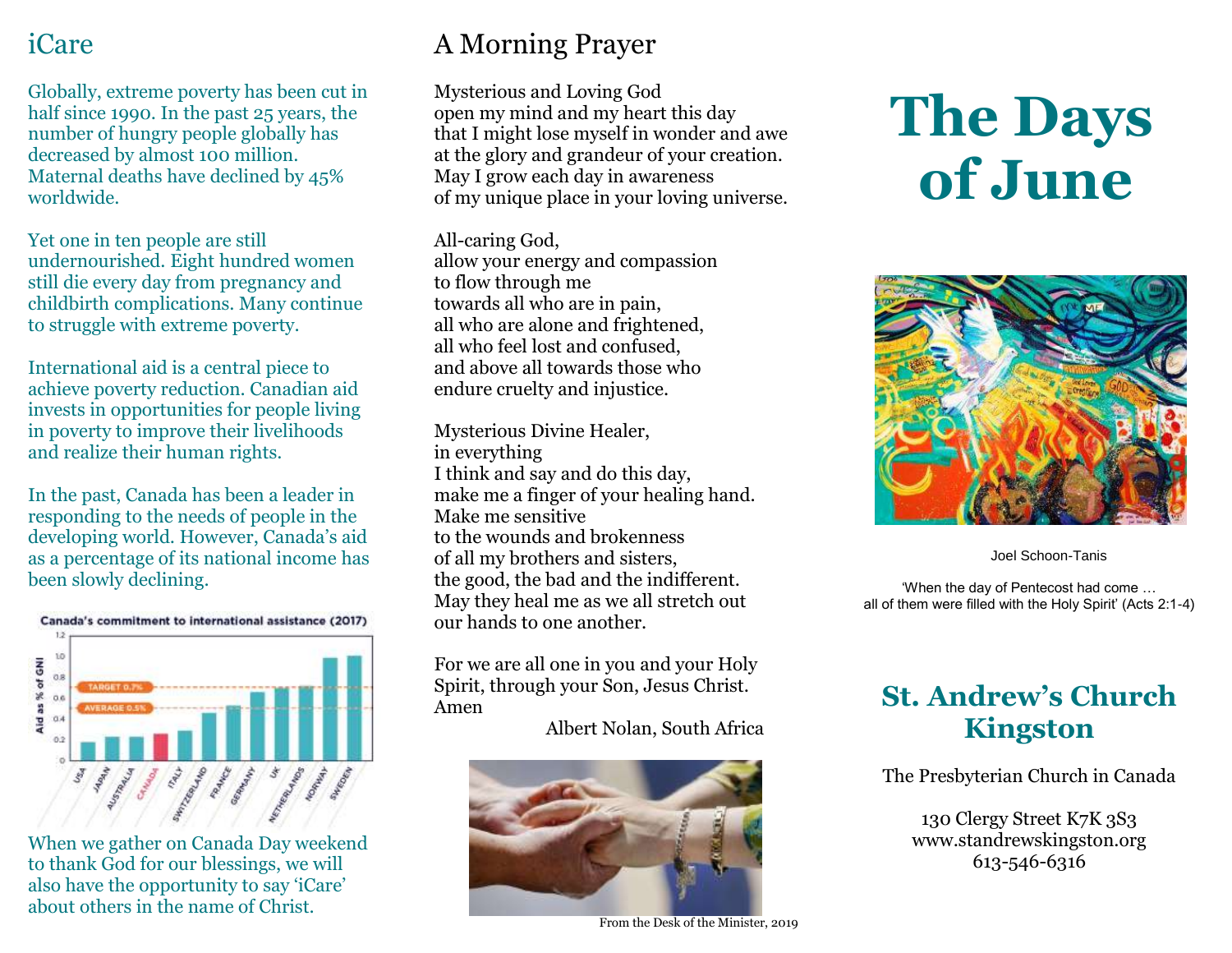## iCare

Globally, extreme poverty has been cut in half since 1990. In the past 25 years, the number of hungry people globally has decreased by almost 100 million. Maternal deaths have declined by 45% worldwide.

Yet one in ten people are still undernourished. Eight hundred women still die every day from pregnancy and childbirth complications. Many continue to struggle with extreme poverty.

International aid is a central piece to achieve poverty reduction. Canadian aid invests in opportunities for people living in poverty to improve their livelihoods and realize their human rights.

In the past, Canada has been a leader in responding to the needs of people in the developing world. However, Canada's aid as a percentage of its national income has been slowly declining.

Canada's commitment to international assistance (2017)

Aid as % of GNI

1.2
1.0
0.8
0.6
0.4
0.2
0

TARGET 0.7%
AVERAGE 0.5%

USA, JAPAN, AUSTRALIA, CANADA, ITALY, SWITZERLAND, FRANCE, GERMANY, UK, NETHERLANDS, NORWAY, SWEDEN

When we gather on Canada Day weekend to thank God for our blessings, we will also have the opportunity to say 'iCare' about others in the name of Christ.

## A Morning Prayer

Mysterious and Loving God
open my mind and my heart this day
that I might lose myself in wonder and awe
at the glory and grandeur of your creation.
May I grow each day in awareness
of my unique place in your loving universe.

All-caring God,
allow your energy and compassion
to flow through me
towards all who are in pain,
all who are alone and frightened,
all who feel lost and confused,
and above all towards those who
endure cruelty and injustice.

Mysterious Divine Healer,
in everything
I think and say and do this day,
make me a finger of your healing hand.
Make me sensitive
to the wounds and brokenness
of all my brothers and sisters,
the good, the bad and the indifferent.
May they heal me as we all stretch out
our hands to one another.

For we are all one in you and your Holy Spirit, through your Son, Jesus Christ.
Amen

Albert Nolan, South Africa

From the Desk of the Minister, 2019

# The Days of June

Joel Schoon-Tanis

'When the day of Pentecost had come … all of them were filled with the Holy Spirit' (Acts 2:1-4)

## St. Andrew's Church Kingston

The Presbyterian Church in Canada

130 Clergy Street K7K 3S3
www.standrewskingston.org
613-546-6316